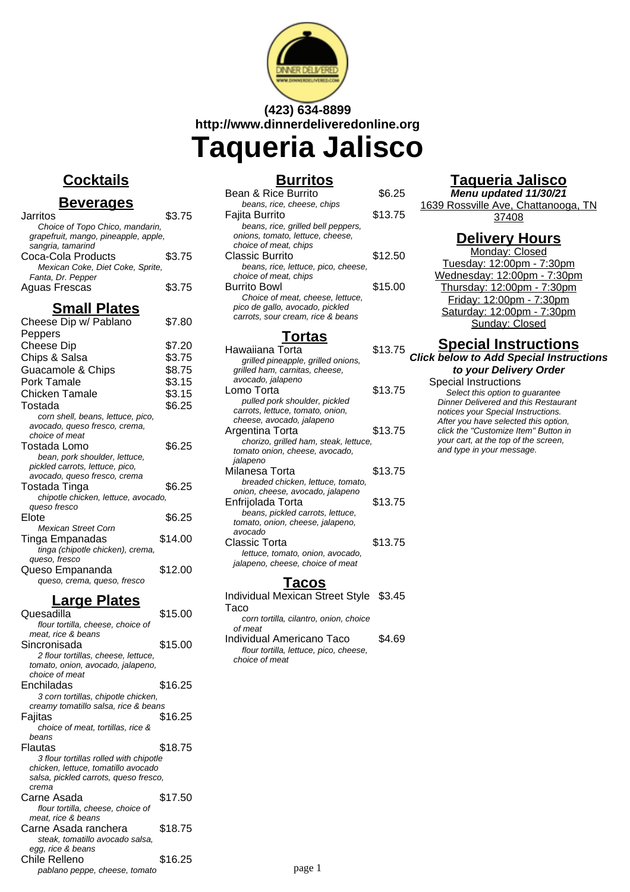**(423) 634-8899**
**http://www.dinnerdeliveredonline.org**

# Taqueria Jalisco

## Cocktails

## Beverages

Jarritos $3.75
*Choice of Topo Chico, mandarin, grapefruit, mango, pineapple, apple, sangria, tamarind*

Coca-Cola Products $3.75
*Mexican Coke, Diet Coke, Sprite, Fanta, Dr. Pepper*

Aguas Frescas $3.75

## Small Plates

Cheese Dip w/ Pablano Peppers $7.80

Cheese Dip $7.20

Chips & Salsa $3.75

Guacamole & Chips $8.75

Pork Tamale $3.15

Chicken Tamale $3.15

Tostada $6.25
*corn shell, beans, lettuce, pico, avocado, queso fresco, crema, choice of meat*

Tostada Lomo $6.25
*bean, pork shoulder, lettuce, pickled carrots, lettuce, pico, avocado, queso fresco, crema*

Tostada Tinga $6.25
*chipotle chicken, lettuce, avocado, queso fresco*

Elote $6.25
*Mexican Street Corn*

Tinga Empanadas $14.00
*tinga (chipotle chicken), crema, queso, fresco*

Queso Empananda $12.00
*queso, crema, queso, fresco*

## Large Plates

Quesadilla $15.00
*flour tortilla, cheese, choice of meat, rice & beans*

Sincronisada $15.00
*2 flour tortillas, cheese, lettuce, tomato, onion, avocado, jalapeno, choice of meat*

Enchiladas $16.25
*3 corn tortillas, chipotle chicken, creamy tomatillo salsa, rice & beans*

Fajitas $16.25
*choice of meat, tortillas, rice & beans*

Flautas $18.75
*3 flour tortillas rolled with chipotle chicken, lettuce, tomatillo avocado salsa, pickled carrots, queso fresco, crema*

Carne Asada $17.50
*flour tortilla, cheese, choice of meat, rice & beans*

Carne Asada ranchera $18.75
*steak, tomatillo avocado salsa, egg, rice & beans*

Chile Relleno $16.25
*pablano peppe, cheese, tomato*

## Burritos

Bean & Rice Burrito $6.25
*beans, rice, cheese, chips*

Fajita Burrito $13.75
*beans, rice, grilled bell peppers, onions, tomato, lettuce, cheese, choice of meat, chips*

Classic Burrito $12.50
*beans, rice, lettuce, pico, cheese, choice of meat, chips*

Burrito Bowl $15.00
*Choice of meat, cheese, lettuce, pico de gallo, avocado, pickled carrots, sour cream, rice & beans*

## Tortas

Hawaiiana Torta $13.75
*grilled pineapple, grilled onions, grilled ham, carnitas, cheese, avocado, jalapeno*

Lomo Torta $13.75
*pulled pork shoulder, pickled carrots, lettuce, tomato, onion, cheese, avocado, jalapeno*

Argentina Torta $13.75
*chorizo, grilled ham, steak, lettuce, tomato onion, cheese, avocado, jalapeno*

Milanesa Torta $13.75
*breaded chicken, lettuce, tomato, onion, cheese, avocado, jalapeno*

Enfrijolada Torta $13.75
*beans, pickled carrots, lettuce, tomato, onion, cheese, jalapeno, avocado*

Classic Torta $13.75
*lettuce, tomato, onion, avocado, jalapeno, cheese, choice of meat*

## Tacos

Individual Mexican Street Style Taco $3.45
*corn tortilla, cilantro, onion, choice of meat*

Individual Americano Taco $4.69
*flour tortilla, lettuce, pico, cheese, choice of meat*

## Taqueria Jalisco

***Menu updated 11/30/21***

1639 Rossville Ave, Chattanooga, TN 37408

## Delivery Hours

Monday: Closed
Tuesday: 12:00pm - 7:30pm
Wednesday: 12:00pm - 7:30pm
Thursday: 12:00pm - 7:30pm
Friday: 12:00pm - 7:30pm
Saturday: 12:00pm - 7:30pm
Sunday: Closed

## Special Instructions

***Click below to Add Special Instructions to your Delivery Order***

Special Instructions
*Select this option to guarantee Dinner Delivered and this Restaurant notices your Special Instructions. After you have selected this option, click the "Customize Item" Button in your cart, at the top of the screen, and type in your message.*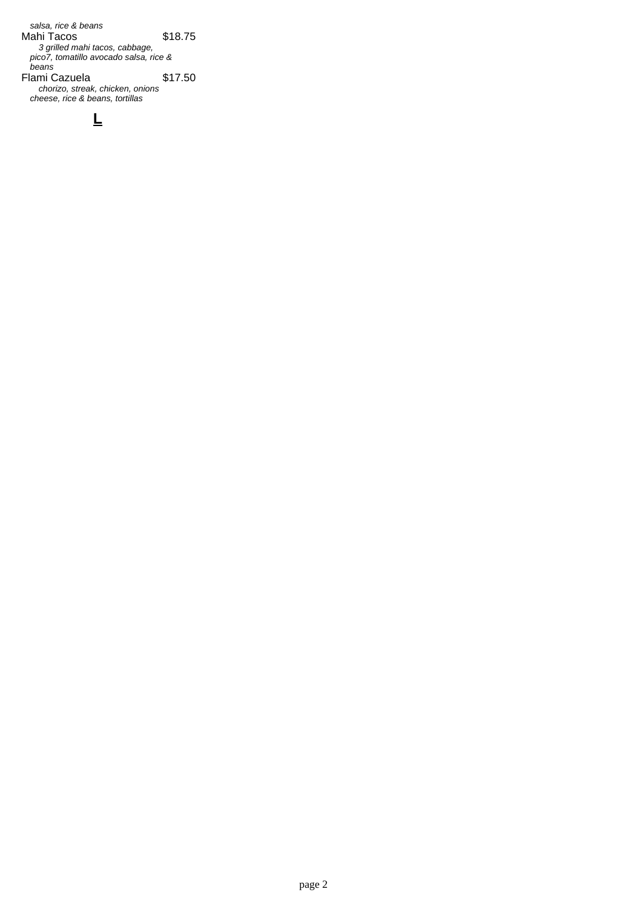*salsa, rice & beans*

Mahi Tacos $18.75

*3 grilled mahi tacos, cabbage, pico7, tomatillo avocado salsa, rice & beans*

Flami Cazuela $17.50

*chorizo, streak, chicken, onions cheese, rice & beans, tortillas*

**L**